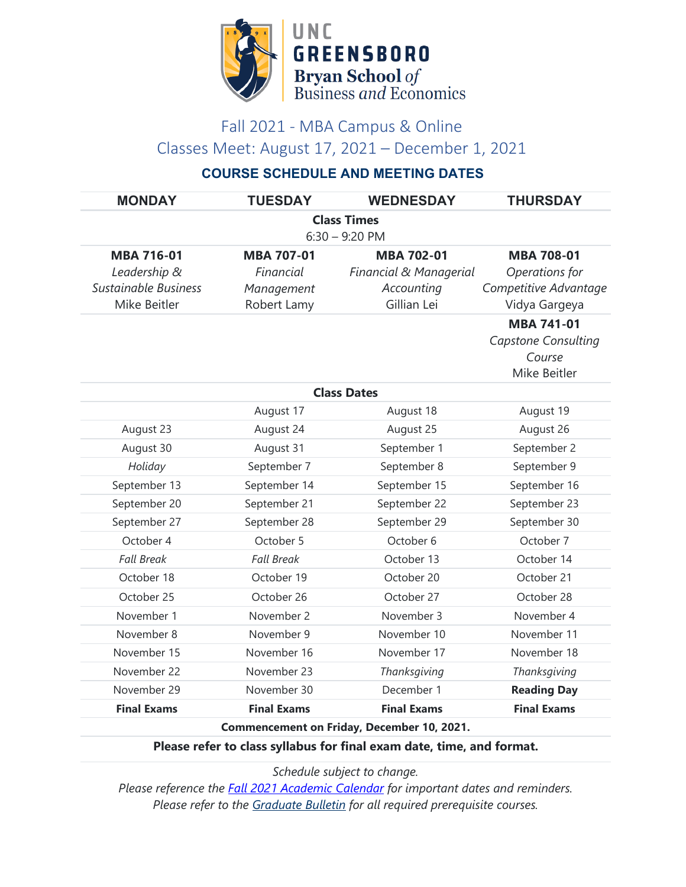UNC GREENSBORO
Bryan School *of* Business *and* Economics

## Fall 2021 - MBA Campus & Online
## Classes Meet: August 17, 2021 – December 1, 2021

### COURSE SCHEDULE AND MEETING DATES

| MONDAY | TUESDAY | WEDNESDAY | THURSDAY |
|---|---|---|---|
| **Class Times** 6:30 – 9:20 PM | | | |
| **MBA 716-01** *Leadership & Sustainable Business* Mike Beitler | **MBA 707-01** *Financial Management* Robert Lamy | **MBA 702-01** *Financial & Managerial Accounting* Gillian Lei | **MBA 708-01** *Operations for Competitive Advantage* Vidya Gargeya |
| | | | **MBA 741-01** *Capstone Consulting Course* Mike Beitler |
| **Class Dates** | | | |
| | August 17 | August 18 | August 19 |
| August 23 | August 24 | August 25 | August 26 |
| August 30 | August 31 | September 1 | September 2 |
| *Holiday* | September 7 | September 8 | September 9 |
| September 13 | September 14 | September 15 | September 16 |
| September 20 | September 21 | September 22 | September 23 |
| September 27 | September 28 | September 29 | September 30 |
| October 4 | October 5 | October 6 | October 7 |
| *Fall Break* | *Fall Break* | October 13 | October 14 |
| October 18 | October 19 | October 20 | October 21 |
| October 25 | October 26 | October 27 | October 28 |
| November 1 | November 2 | November 3 | November 4 |
| November 8 | November 9 | November 10 | November 11 |
| November 15 | November 16 | November 17 | November 18 |
| November 22 | November 23 | *Thanksgiving* | *Thanksgiving* |
| November 29 | November 30 | December 1 | **Reading Day** |
| **Final Exams** | **Final Exams** | **Final Exams** | **Final Exams** |

**Commencement on Friday, December 10, 2021.**

**Please refer to class syllabus for final exam date, time, and format.**

*Schedule subject to change.*
*Please reference the Fall 2021 Academic Calendar for important dates and reminders.*
*Please refer to the Graduate Bulletin for all required prerequisite courses.*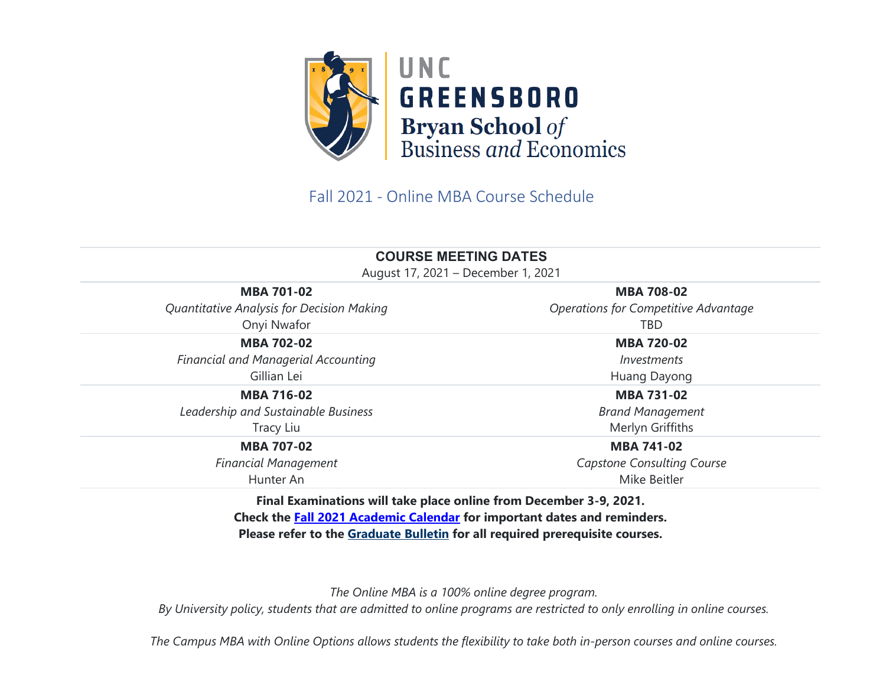UNC GREENSBORO
Bryan School *of* Business *and* Economics

## Fall 2021 - Online MBA Course Schedule

**COURSE MEETING DATES**

August 17, 2021 – December 1, 2021

| | |
|---|---|
| **MBA 701-02**<br>*Quantitative Analysis for Decision Making*<br>Onyi Nwafor | **MBA 708-02**<br>*Operations for Competitive Advantage*<br>TBD |
| **MBA 702-02**<br>*Financial and Managerial Accounting*<br>Gillian Lei | **MBA 720-02**<br>*Investments*<br>Huang Dayong |
| **MBA 716-02**<br>*Leadership and Sustainable Business*<br>Tracy Liu | **MBA 731-02**<br>*Brand Management*<br>Merlyn Griffiths |
| **MBA 707-02**<br>*Financial Management*<br>Hunter An | **MBA 741-02**<br>*Capstone Consulting Course*<br>Mike Beitler |

**Final Examinations will take place online from December 3-9, 2021.**
**Check the Fall 2021 Academic Calendar for important dates and reminders.**
**Please refer to the Graduate Bulletin for all required prerequisite courses.**

*The Online MBA is a 100% online degree program.*
*By University policy, students that are admitted to online programs are restricted to only enrolling in online courses.*

*The Campus MBA with Online Options allows students the flexibility to take both in-person courses and online courses.*